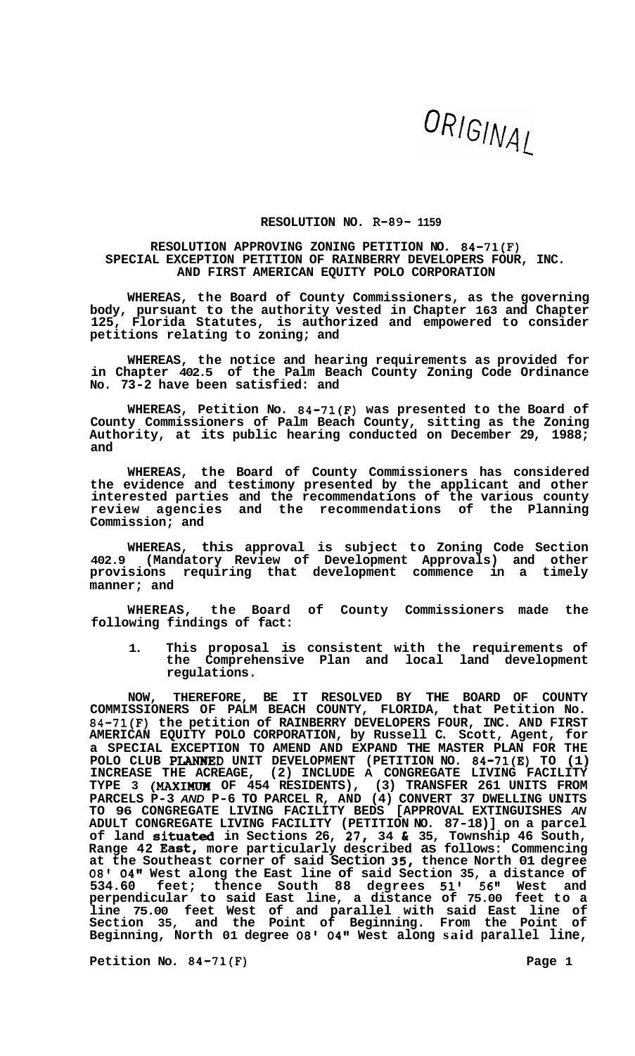ORIGINAL

**RESOLUTION NO. R-89- 1159**

**RESOLUTION APPROVING ZONING PETITION NO. 84-71(F) SPECIAL EXCEPTION PETITION OF RAINBERRY DEVELOPERS FOUR, INC. AND FIRST AMERICAN EQUITY POLO CORPORATION**

**WHEREAS, the Board of County Commissioners, as the governing body, pursuant to the authority vested in Chapter 163 and Chapter 125, Florida Statutes, is authorized and empowered to consider petitions relating to zoning; and**

**WHEREAS, the notice and hearing requirements as provided for in Chapter 402.5 of the Palm Beach County Zoning Code Ordinance No. 73-2 have been satisfied: and**

**WHEREAS, Petition No. 84-71(F) was presented to the Board of County Commissioners of Palm Beach County, sitting as the Zoning Authority, at its public hearing conducted on December 29, 1988; and**

**WHEREAS, the Board of County Commissioners has considered the evidence and testimony presented by the applicant and other interested parties and the recommendations of the various county review agencies and the recommendations of the Planning Commission; and**

**WHEREAS, this approval is subject to Zoning Code Section 402.9 (Mandatory Review of Development Approvals) and other provisions requiring that development commence in a timely manner; and**

**WHEREAS, the Board of County Commissioners made the following findings of fact:**

1. **This proposal is consistent with the requirements of the Comprehensive Plan and local land development regulations.**

**NOW, THEREFORE, BE IT RESOLVED BY THE BOARD OF COUNTY COMMISSIONERS OF PALM BEACH COUNTY, FLORIDA, that Petition No. 84-71(F) the petition of RAINBERRY DEVELOPERS FOUR, INC. AND FIRST AMERICAN EQUITY POLO CORPORATION, by Russell C. Scott, Agent, for a SPECIAL EXCEPTION TO AMEND AND EXPAND THE MASTER PLAN FOR THE POLO CLUB PLANNED UNIT DEVELOPMENT (PETITION NO. 84-71(E) TO (1) INCREASE THE ACREAGE, (2) INCLUDE A CONGREGATE LIVING FACILITY TYPE 3 (MAXIMUM OF 454 RESIDENTS), (3) TRANSFER 261 UNITS FROM PARCELS P-3 *AND* P-6 TO PARCEL R, AND (4) CONVERT 37 DWELLING UNITS TO 96 CONGREGATE LIVING FACILITY BEDS [APPROVAL EXTINGUISHES *AN* ADULT CONGREGATE LIVING FACILITY (PETITION NO. 87-18)] on a parcel of land situated in Sections 26, 27, 34 & 35, Township 46 South, Range 42 East, more particularly described as follows: Commencing at the Southeast corner of said Section 35, thence North 01 degree 08' 04" West along the East line of said Section 35, a distance of 534.60 feet; thence South 88 degrees 51' 56" West and perpendicular to said East line, a distance of 75.00 feet to a line 75.00 feet West of and parallel with said East line of Section 35, and the Point of Beginning. From the Point of Beginning, North 01 degree 08' 04" West along said parallel line,**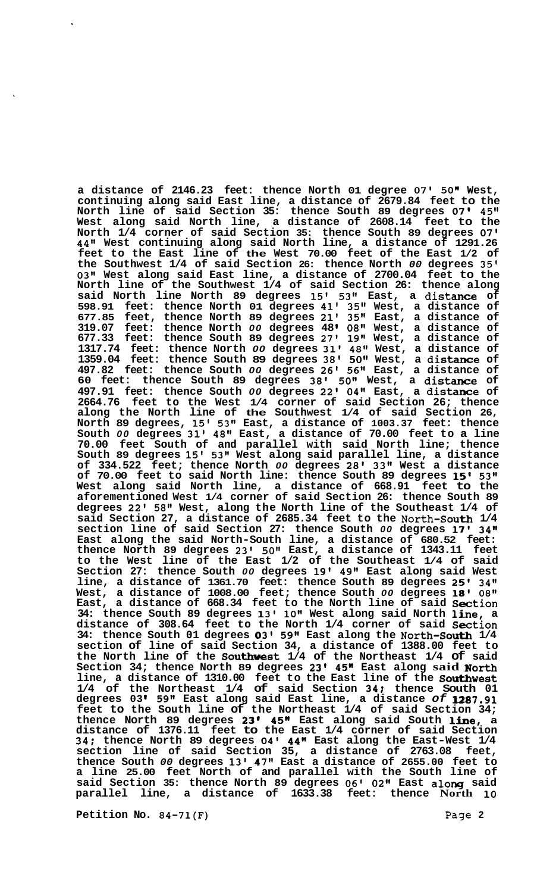a distance of 2146.23 feet: thence North 01 degree 07' 50" West, continuing along said East line, a distance of 2679.84 feet to the North line of said Section 35: thence South 89 degrees 07' 45" West along said North line, a distance of 2608.14 feet to the North 1/4 corner of said Section 35: thence South 89 degrees 07' 44" West continuing along said North line, a distance of 1291.26 feet to the East line of the West 70.00 feet of the East 1/2 of the Southwest 1/4 of said Section 26: thence North 00 degrees 35' 03" West along said East line, a distance of 2700.04 feet to the North line of the Southwest 1/4 of said Section 26: thence along said North line North 89 degrees 15' 53" East, a distance of 598.91 feet: thence North 01 degrees 41' 35" West, a distance of 677.85 feet, thence North 89 degrees 21' 35" East, a distance of 319.07 feet: thence North 00 degrees 48' 08" West, a distance of 677.33 feet: thence South 89 degrees 27' 19" West, a distance of 1317.74 feet: thence North 00 degrees 31' 48" West, a distance of 1359.04 feet: thence South 89 degrees 38' 50" West, a distance of 497.82 feet: thence South 00 degrees 26' 56" East, a distance of 60 feet: thence South 89 degrees 38' 50" West, a distance of 497.91 feet: thence South 00 degrees 22' 04" East, a distance of 2664.76 feet to the West 1/4 corner of said Section 26; thence along the North line of the Southwest 1/4 of said Section 26, North 89 degrees, 15' 53" East, a distance of 1003.37 feet: thence South 00 degrees 31' 48" East, a distance of 70.00 feet to a line 70.00 feet South of and parallel with said North line; thence South 89 degrees 15' 53" West along said parallel line, a distance of 334.522 feet; thence North 00 degrees 28' 33" West a distance of 70.00 feet to said North line: thence South 89 degrees 15' 53" West along said North line, a distance of 668.91 feet to the aforementioned West 1/4 corner of said Section 26: thence South 89 degrees 22' 58" West, along the North line of the Southeast 1/4 of said Section 27, a distance of 2685.34 feet to the North-South 1/4 section line of said Section 27: thence South 00 degrees 17' 34" East along the said North-South line, a distance of 680.52 feet: thence North 89 degrees 23' 50" East, a distance of 1343.11 feet to the West line of the East 1/2 of the Southeast 1/4 of said Section 27: thence South 00 degrees 19' 49" East along said West line, a distance of 1361.70 feet: thence South 89 degrees 25' 34" West, a distance of 1008.00 feet; thence South 00 degrees 18' 08" East, a distance of 668.34 feet to the North line of said Section 34: thence South 89 degrees 13' 10" West along said North line, a distance of 308.64 feet to the North 1/4 corner of said Section 34: thence South 01 degrees 03' 59" East along the North-South 1/4 section of line of said Section 34, a distance of 1388.00 feet to the North line of the Southwest 1/4 of the Northeast 1/4 of said Section 34; thence North 89 degrees 23' 45" East along said North line, a distance of 1310.00 feet to the East line of the Southwest 1/4 of the Northeast 1/4 of said Section 34; thence South 01 degrees 03' 59" East along said East line, a distance of 1287.91 feet to the South line of the Northeast 1/4 of said Section 34; thence North 89 degrees 23' 45" East along said South line, a distance of 1376.11 feet to the East 1/4 corner of said Section 34; thence North 89 degrees 04' 44" East along the East-West 1/4 section line of said Section 35, a distance of 2763.08 feet, thence South 00 degrees 13' 47" East a distance of 2655.00 feet to a line 25.00 feet North of and parallel with the South line of said Section 35: thence North 89 degrees 06' 02" East along said parallel line, a distance of 1633.38 feet: thence North 10

Petition No. 84-71(F)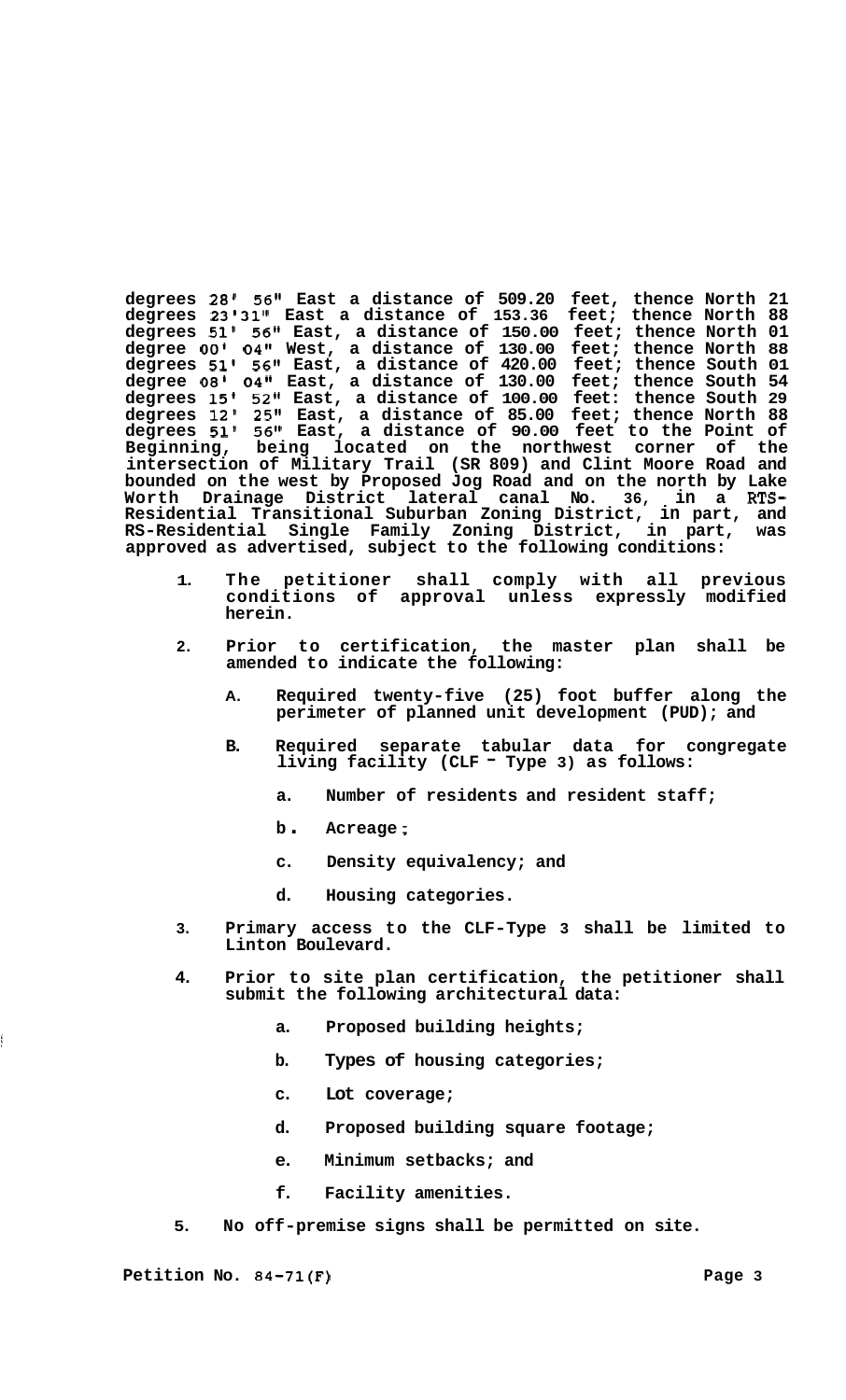degrees 28' 56" East a distance of 509.20 feet, thence North 21 degrees 23'31" East a distance of 153.36 feet; thence North 88 degrees 51' 56" East, a distance of 150.00 feet; thence North 01 degree 00' 04" West, a distance of 130.00 feet; thence North 88 degrees 51' 56" East, a distance of 420.00 feet; thence South 01 degree 08' 04" East, a distance of 130.00 feet; thence South 54 degrees 15' 52" East, a distance of 100.00 feet: thence South 29 degrees 12' 25" East, a distance of 85.00 feet; thence North 88 degrees 51' 56" East, a distance of 90.00 feet to the Point of Beginning, being located on the northwest corner of the intersection of Military Trail (SR 809) and Clint Moore Road and bounded on the west by Proposed Jog Road and on the north by Lake Worth Drainage District lateral canal No. 36, in a RTS-Residential Transitional Suburban Zoning District, in part, and RS-Residential Single Family Zoning District, in part, was approved as advertised, subject to the following conditions:

1. The petitioner shall comply with all previous conditions of approval unless expressly modified herein.

2. Prior to certification, the master plan shall be amended to indicate the following:

   A. Required twenty-five (25) foot buffer along the perimeter of planned unit development (PUD); and

   B. Required separate tabular data for congregate living facility (CLF - Type 3) as follows:

      a. Number of residents and resident staff;

      b. Acreage;

      c. Density equivalency; and

      d. Housing categories.

3. Primary access to the CLF-Type 3 shall be limited to Linton Boulevard.

4. Prior to site plan certification, the petitioner shall submit the following architectural data:

      a. Proposed building heights;

      b. Types of housing categories;

      c. Lot coverage;

      d. Proposed building square footage;

      e. Minimum setbacks; and

      f. Facility amenities.

5. No off-premise signs shall be permitted on site.

Petition No. 84-71(F)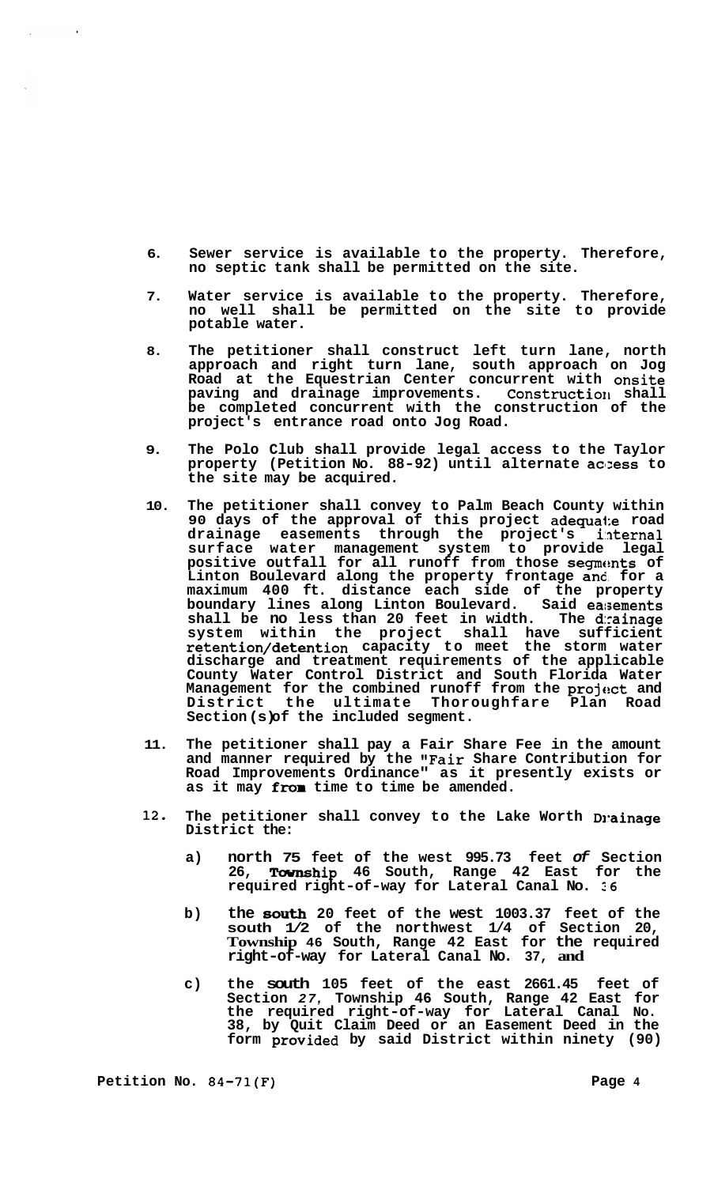6. Sewer service is available to the property. Therefore, no septic tank shall be permitted on the site.

7. Water service is available to the property. Therefore, no well shall be permitted on the site to provide potable water.

8. The petitioner shall construct left turn lane, north approach and right turn lane, south approach on Jog Road at the Equestrian Center concurrent with onsite paving and drainage improvements. Construction shall be completed concurrent with the construction of the project's entrance road onto Jog Road.

9. The Polo Club shall provide legal access to the Taylor property (Petition No. 88-92) until alternate access to the site may be acquired.

10. The petitioner shall convey to Palm Beach County within 90 days of the approval of this project adequate road drainage easements through the project's internal surface water management system to provide legal positive outfall for all runoff from those segments of Linton Boulevard along the property frontage and for a maximum 400 ft. distance each side of the property boundary lines along Linton Boulevard. Said easements shall be no less than 20 feet in width. The drainage system within the project shall have sufficient retention/detention capacity to meet the storm water discharge and treatment requirements of the applicable County Water Control District and South Florida Water Management for the combined runoff from the project and District the ultimate Thoroughfare Plan Road Section(s)of the included segment.

11. The petitioner shall pay a Fair Share Fee in the amount and manner required by the "Fair Share Contribution for Road Improvements Ordinance" as it presently exists or as it may from time to time be amended.

12. The petitioner shall convey to the Lake Worth Drainage District the:

    a) north 75 feet of the west 995.73 feet of Section 26, Township 46 South, Range 42 East for the required right-of-way for Lateral Canal No. 36

    b) the south 20 feet of the west 1003.37 feet of the south 1/2 of the northwest 1/4 of Section 20, Township 46 South, Range 42 East for the required right-of-way for Lateral Canal No. 37, and

    c) the south 105 feet of the east 2661.45 feet of Section 27, Township 46 South, Range 42 East for the required right-of-way for Lateral Canal No. 38, by Quit Claim Deed or an Easement Deed in the form provided by said District within ninety (90)

Petition No. 84-71(F)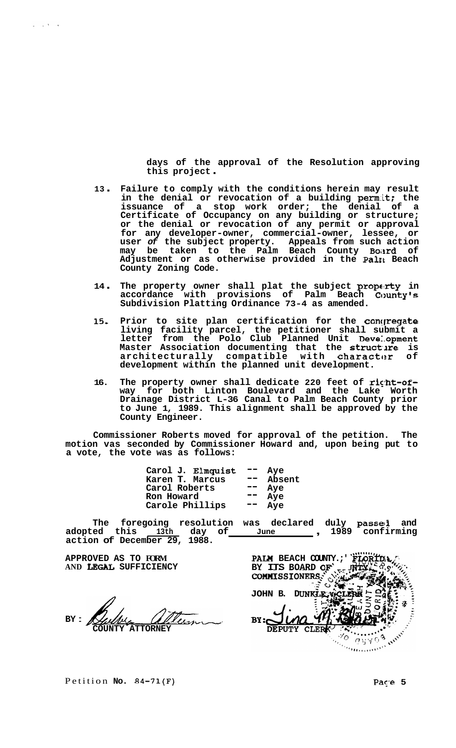days of the approval of the Resolution approving this project.

13. Failure to comply with the conditions herein may result in the denial or revocation of a building permit; the issuance of a stop work order; the denial of a Certificate of Occupancy on any building or structure; or the denial or revocation of any permit or approval for any developer-owner, commercial-owner, lessee, or user of the subject property. Appeals from such action may be taken to the Palm Beach County Board of Adjustment or as otherwise provided in the Palm Beach County Zoning Code.

14. The property owner shall plat the subject property in accordance with provisions of Palm Beach County's Subdivision Platting Ordinance 73-4 as amended.

15. Prior to site plan certification for the congregate living facility parcel, the petitioner shall submit a letter from the Polo Club Planned Unit Development Master Association documenting that the structure is architecturally compatible with character of development within the planned unit development.

16. The property owner shall dedicate 220 feet of right-of-way for both Linton Boulevard and the Lake Worth Drainage District L-36 Canal to Palm Beach County prior to June 1, 1989. This alignment shall be approved by the County Engineer.

Commissioner Roberts moved for approval of the petition. The motion vas seconded by Commissioner Howard and, upon being put to a vote, the vote was as follows:

| | | |
|---|---|---|
| Carol J. Elmquist | -- | Aye |
| Karen T. Marcus | -- | Absent |
| Carol Roberts | -- | Aye |
| Ron Howard | -- | Aye |
| Carole Phillips | -- | Aye |

The foregoing resolution was declared duly passed and adopted this 13th day of June, 1989 confirming action of December 29, 1988.

APPROVED AS TO FORM
AND LEGAL SUFFICIENCY

BY: COUNTY ATTORNEY

PALM BEACH COUNTY, FLORIDA
BY ITS BOARD OF COUNTY COMMISSIONERS

JOHN B. DUNKLE, CLERK

BY: DEPUTY CLERK

Petition No. 84-71(F)